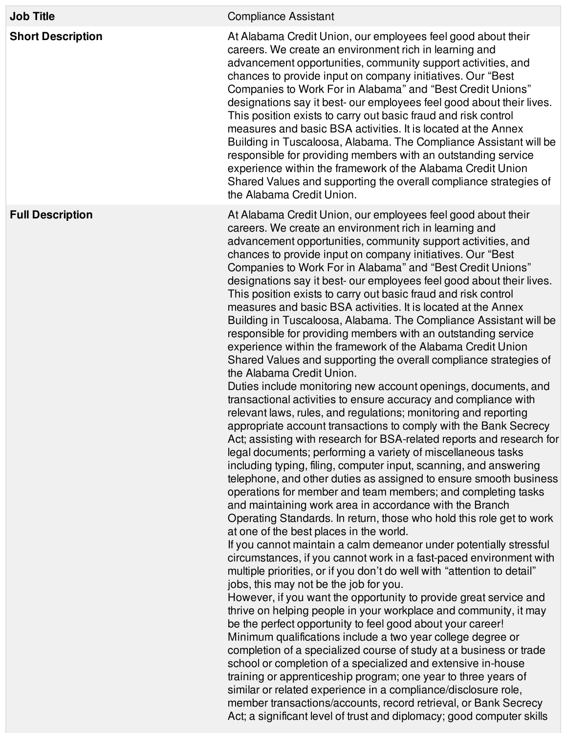| Job Title | Compliance Assistant |
| --- | --- |
| **Short Description** | At Alabama Credit Union, our employees feel good about their careers. We create an environment rich in learning and advancement opportunities, community support activities, and chances to provide input on company initiatives. Our "Best Companies to Work For in Alabama" and "Best Credit Unions" designations say it best- our employees feel good about their lives. This position exists to carry out basic fraud and risk control measures and basic BSA activities. It is located at the Annex Building in Tuscaloosa, Alabama. The Compliance Assistant will be responsible for providing members with an outstanding service experience within the framework of the Alabama Credit Union Shared Values and supporting the overall compliance strategies of the Alabama Credit Union. |
| **Full Description** | At Alabama Credit Union, our employees feel good about their careers. We create an environment rich in learning and advancement opportunities, community support activities, and chances to provide input on company initiatives. Our "Best Companies to Work For in Alabama" and "Best Credit Unions" designations say it best- our employees feel good about their lives. This position exists to carry out basic fraud and risk control measures and basic BSA activities. It is located at the Annex Building in Tuscaloosa, Alabama. The Compliance Assistant will be responsible for providing members with an outstanding service experience within the framework of the Alabama Credit Union Shared Values and supporting the overall compliance strategies of the Alabama Credit Union.<br>Duties include monitoring new account openings, documents, and transactional activities to ensure accuracy and compliance with relevant laws, rules, and regulations; monitoring and reporting appropriate account transactions to comply with the Bank Secrecy Act; assisting with research for BSA-related reports and research for legal documents; performing a variety of miscellaneous tasks including typing, filing, computer input, scanning, and answering telephone, and other duties as assigned to ensure smooth business operations for member and team members; and completing tasks and maintaining work area in accordance with the Branch Operating Standards. In return, those who hold this role get to work at one of the best places in the world.<br>If you cannot maintain a calm demeanor under potentially stressful circumstances, if you cannot work in a fast-paced environment with multiple priorities, or if you don't do well with "attention to detail" jobs, this may not be the job for you.<br>However, if you want the opportunity to provide great service and thrive on helping people in your workplace and community, it may be the perfect opportunity to feel good about your career!<br>Minimum qualifications include a two year college degree or completion of a specialized course of study at a business or trade school or completion of a specialized and extensive in-house training or apprenticeship program; one year to three years of similar or related experience in a compliance/disclosure role, member transactions/accounts, record retrieval, or Bank Secrecy Act; a significant level of trust and diplomacy; good computer skills |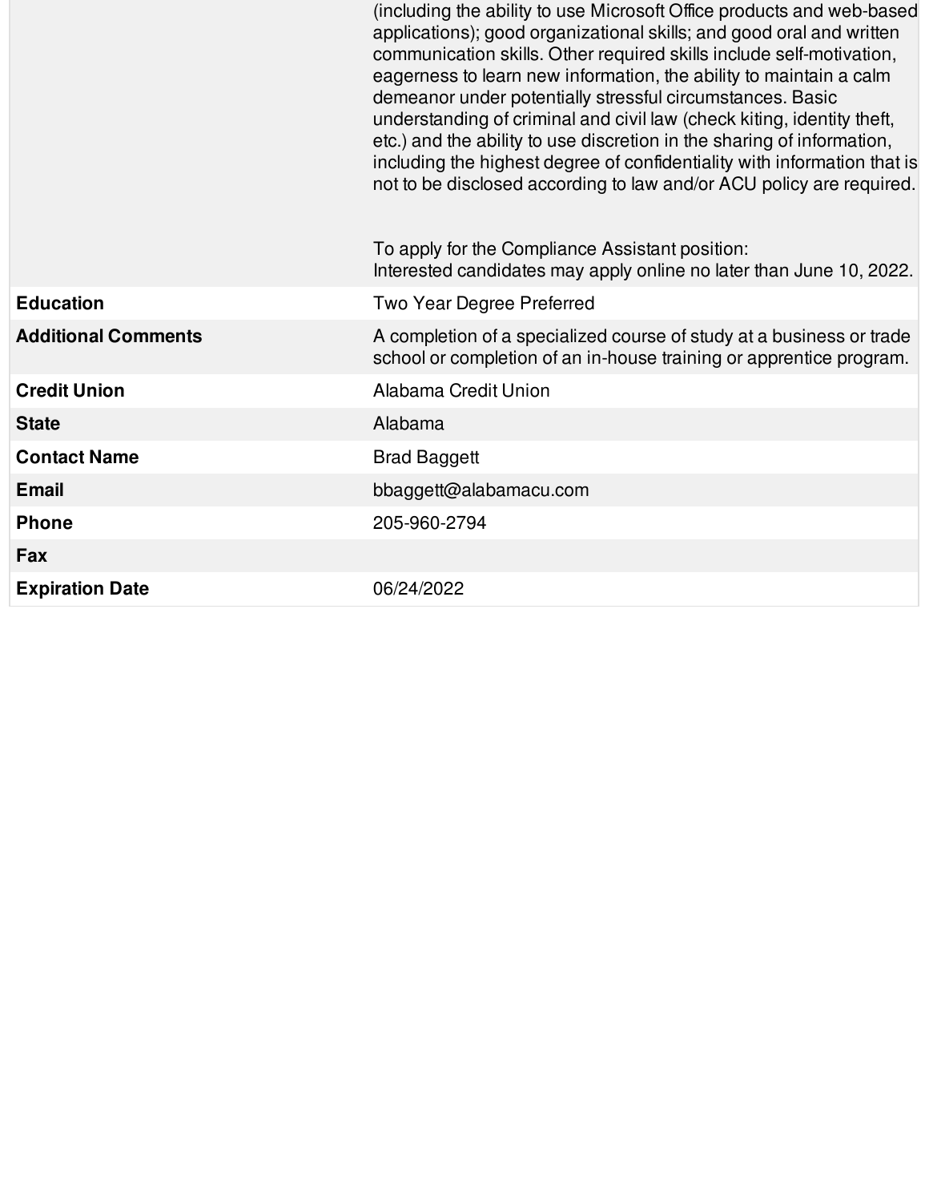| | |
|---|---|
| | (including the ability to use Microsoft Office products and web-based applications); good organizational skills; and good oral and written communication skills. Other required skills include self-motivation, eagerness to learn new information, the ability to maintain a calm demeanor under potentially stressful circumstances. Basic understanding of criminal and civil law (check kiting, identity theft, etc.) and the ability to use discretion in the sharing of information, including the highest degree of confidentiality with information that is not to be disclosed according to law and/or ACU policy are required.<br><br>To apply for the Compliance Assistant position:<br>Interested candidates may apply online no later than June 10, 2022. |
| **Education** | Two Year Degree Preferred |
| **Additional Comments** | A completion of a specialized course of study at a business or trade school or completion of an in-house training or apprentice program. |
| **Credit Union** | Alabama Credit Union |
| **State** | Alabama |
| **Contact Name** | Brad Baggett |
| **Email** | bbaggett@alabamacu.com |
| **Phone** | 205-960-2794 |
| **Fax** | |
| **Expiration Date** | 06/24/2022 |